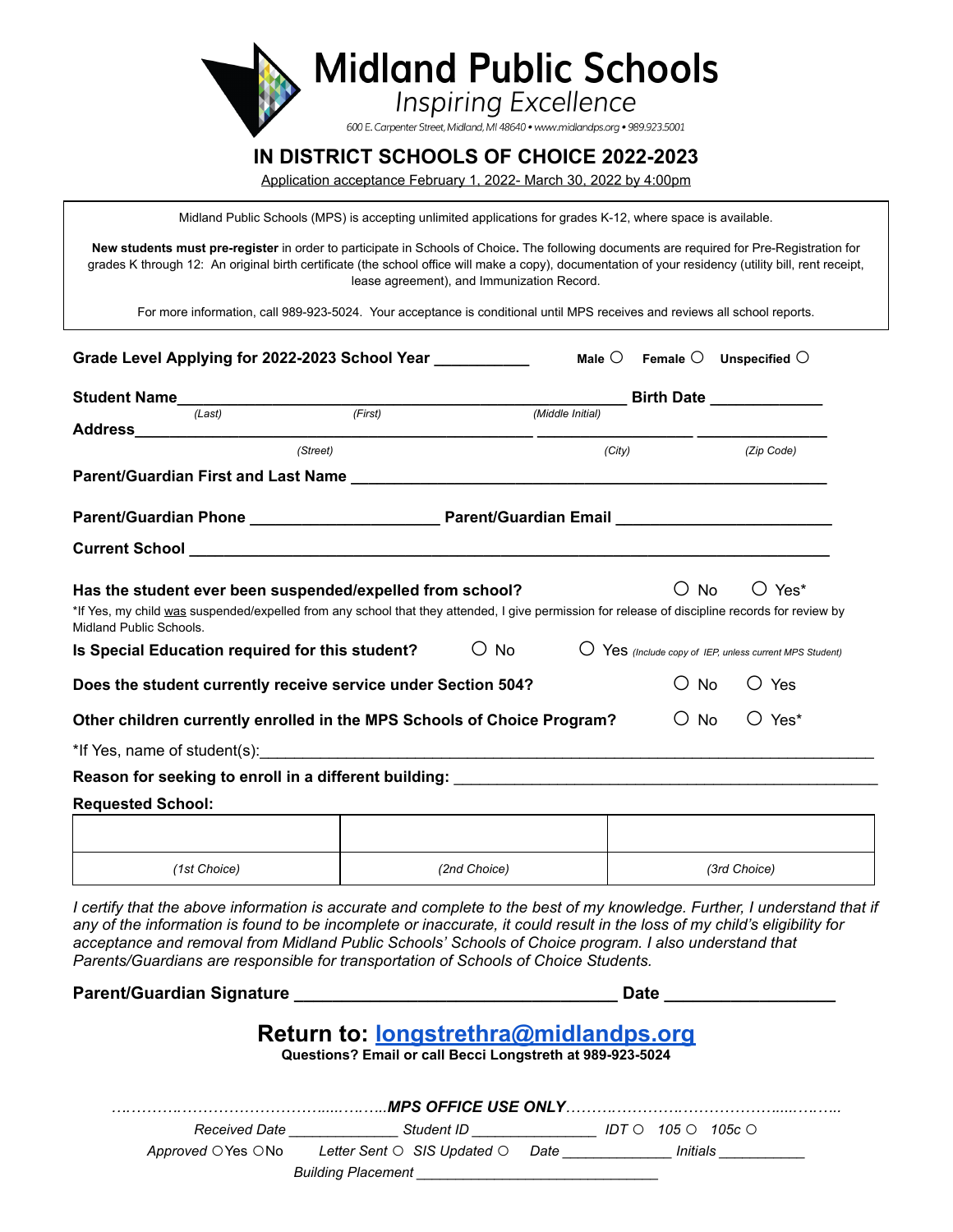# Midland Public Schools

*Inspiring Excellence*

*600 E. Carpenter Street, Midland, MI 48640 • www.midlandps.org • 989.923.5001*

## IN DISTRICT SCHOOLS OF CHOICE 2022-2023

Application acceptance February 1, 2022- March 30, 2022 by 4:00pm

Midland Public Schools (MPS) is accepting unlimited applications for grades K-12, where space is available.

**New students must pre-register** in order to participate in Schools of Choice**.** The following documents are required for Pre-Registration for grades K through 12: An original birth certificate (the school office will make a copy), documentation of your residency (utility bill, rent receipt, lease agreement), and Immunization Record.

For more information, call 989-923-5024. Your acceptance is conditional until MPS receives and reviews all school reports.

**Grade Level Applying for 2022-2023 School Year** ___________ **Male** ○ **Female** ○ **Unspecified** ○

**Student Name**_______________________________________________ **Birth Date** _____________
*(Last)* *(First)* *(Middle Initial)*

**Address**_______________________________________________ ___________________ _______________
*(Street)* *(City)* *(Zip Code)*

**Parent/Guardian First and Last Name** _______________________________________________________

**Parent/Guardian Phone** _____________________ **Parent/Guardian Email** ________________________

**Current School** _______________________________________________________________________

**Has the student ever been suspended/expelled from school?** ○ No ○ Yes*

*If Yes, my child was suspended/expelled from any school that they attended, I give permission for release of discipline records for review by Midland Public Schools.

**Is Special Education required for this student?** ○ No ○ Yes *(Include copy of IEP, unless current MPS Student)*

**Does the student currently receive service under Section 504?** ○ No ○ Yes

**Other children currently enrolled in the MPS Schools of Choice Program?** ○ No ○ Yes*

*If Yes, name of student(s):_______________________________________________________________

**Reason for seeking to enroll in a different building:** ______________________________________________

**Requested School:**

| | | |
|---|---|---|
| *(1st Choice)* | *(2nd Choice)* | *(3rd Choice)* |

*I certify that the above information is accurate and complete to the best of my knowledge. Further, I understand that if any of the information is found to be incomplete or inaccurate, it could result in the loss of my child's eligibility for acceptance and removal from Midland Public Schools' Schools of Choice program. I also understand that Parents/Guardians are responsible for transportation of Schools of Choice Students.*

**Parent/Guardian Signature** _________________________________ **Date** _________________

## Return to: longstrethra@midlandps.org

**Questions? Email or call Becci Longstreth at 989-923-5024**

*……………………………………..…..…..MPS OFFICE USE ONLY…………………………………………..…..…..*

*Received Date* _____________ *Student ID* _______________ *IDT* ○ *105* ○ *105c* ○

*Approved* ○Yes ○No *Letter Sent* ○ *SIS Updated* ○ *Date* _____________ *Initials* ___________

*Building Placement* ______________________________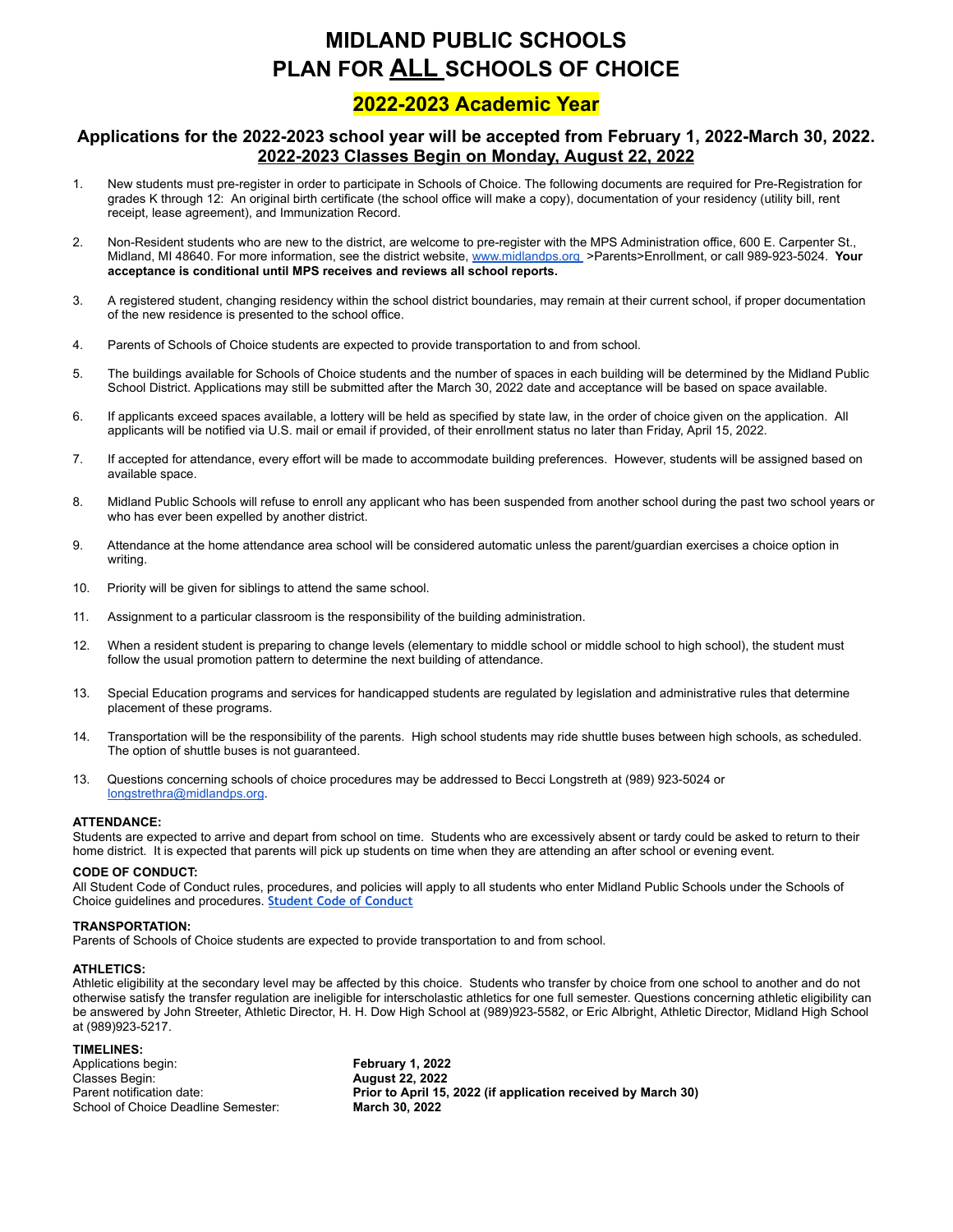# MIDLAND PUBLIC SCHOOLS
# PLAN FOR ALL SCHOOLS OF CHOICE

## 2022-2023 Academic Year

### Applications for the 2022-2023 school year will be accepted from February 1, 2022-March 30, 2022. 2022-2023 Classes Begin on Monday, August 22, 2022

1. New students must pre-register in order to participate in Schools of Choice. The following documents are required for Pre-Registration for grades K through 12: An original birth certificate (the school office will make a copy), documentation of your residency (utility bill, rent receipt, lease agreement), and Immunization Record.

2. Non-Resident students who are new to the district, are welcome to pre-register with the MPS Administration office, 600 E. Carpenter St., Midland, MI 48640. For more information, see the district website, www.midlandps.org >Parents>Enrollment, or call 989-923-5024. **Your acceptance is conditional until MPS receives and reviews all school reports.**

3. A registered student, changing residency within the school district boundaries, may remain at their current school, if proper documentation of the new residence is presented to the school office.

4. Parents of Schools of Choice students are expected to provide transportation to and from school.

5. The buildings available for Schools of Choice students and the number of spaces in each building will be determined by the Midland Public School District. Applications may still be submitted after the March 30, 2022 date and acceptance will be based on space available.

6. If applicants exceed spaces available, a lottery will be held as specified by state law, in the order of choice given on the application. All applicants will be notified via U.S. mail or email if provided, of their enrollment status no later than Friday, April 15, 2022.

7. If accepted for attendance, every effort will be made to accommodate building preferences. However, students will be assigned based on available space.

8. Midland Public Schools will refuse to enroll any applicant who has been suspended from another school during the past two school years or who has ever been expelled by another district.

9. Attendance at the home attendance area school will be considered automatic unless the parent/guardian exercises a choice option in writing.

10. Priority will be given for siblings to attend the same school.

11. Assignment to a particular classroom is the responsibility of the building administration.

12. When a resident student is preparing to change levels (elementary to middle school or middle school to high school), the student must follow the usual promotion pattern to determine the next building of attendance.

13. Special Education programs and services for handicapped students are regulated by legislation and administrative rules that determine placement of these programs.

14. Transportation will be the responsibility of the parents. High school students may ride shuttle buses between high schools, as scheduled. The option of shuttle buses is not guaranteed.

13. Questions concerning schools of choice procedures may be addressed to Becci Longstreth at (989) 923-5024 or longstrethra@midlandps.org.

**ATTENDANCE:**
Students are expected to arrive and depart from school on time. Students who are excessively absent or tardy could be asked to return to their home district. It is expected that parents will pick up students on time when they are attending an after school or evening event.

**CODE OF CONDUCT:**
All Student Code of Conduct rules, procedures, and policies will apply to all students who enter Midland Public Schools under the Schools of Choice guidelines and procedures. **Student Code of Conduct**

**TRANSPORTATION:**
Parents of Schools of Choice students are expected to provide transportation to and from school.

**ATHLETICS:**
Athletic eligibility at the secondary level may be affected by this choice. Students who transfer by choice from one school to another and do not otherwise satisfy the transfer regulation are ineligible for interscholastic athletics for one full semester. Questions concerning athletic eligibility can be answered by John Streeter, Athletic Director, H. H. Dow High School at (989)923-5582, or Eric Albright, Athletic Director, Midland High School at (989)923-5217.

**TIMELINES:**

| | |
|---|---|
| Applications begin: | **February 1, 2022** |
| Classes Begin: | **August 22, 2022** |
| Parent notification date: | **Prior to April 15, 2022 (if application received by March 30)** |
| School of Choice Deadline Semester: | **March 30, 2022** |